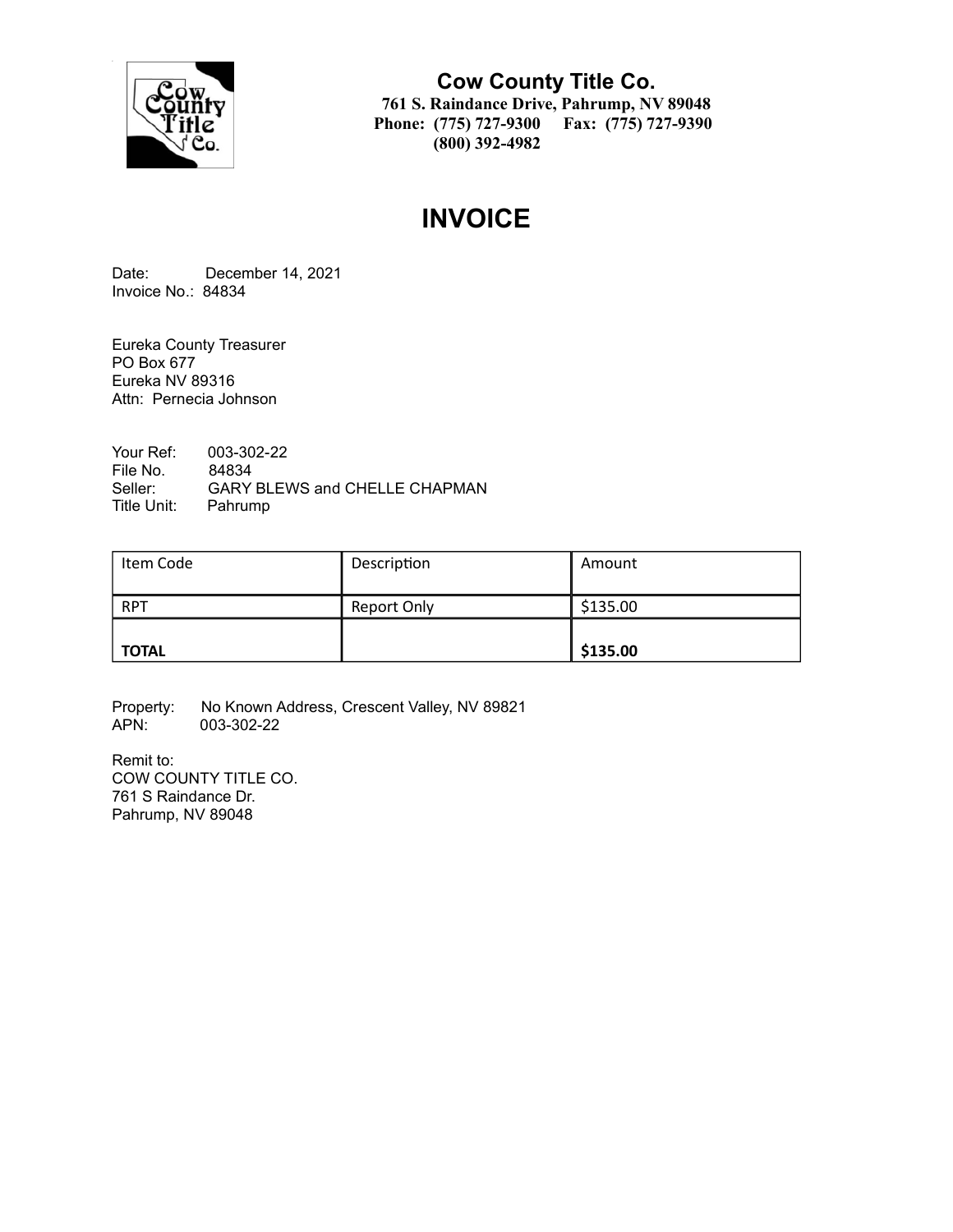**Cow County Title Co.**
**761 S. Raindance Drive, Pahrump, NV 89048**
**Phone: (775) 727-9300 Fax: (775) 727-9390**
**(800) 392-4982**

# INVOICE

Date: December 14, 2021
Invoice No.: 84834

Eureka County Treasurer
PO Box 677
Eureka NV 89316
Attn: Pernecia Johnson

Your Ref: 003-302-22
File No. 84834
Seller: GARY BLEWS and CHELLE CHAPMAN
Title Unit: Pahrump

| Item Code | Description | Amount |
|---|---|---|
| RPT | Report Only | $135.00 |
| **TOTAL** | | **$135.00** |

Property: No Known Address, Crescent Valley, NV 89821
APN: 003-302-22

Remit to:
COW COUNTY TITLE CO.
761 S Raindance Dr.
Pahrump, NV 89048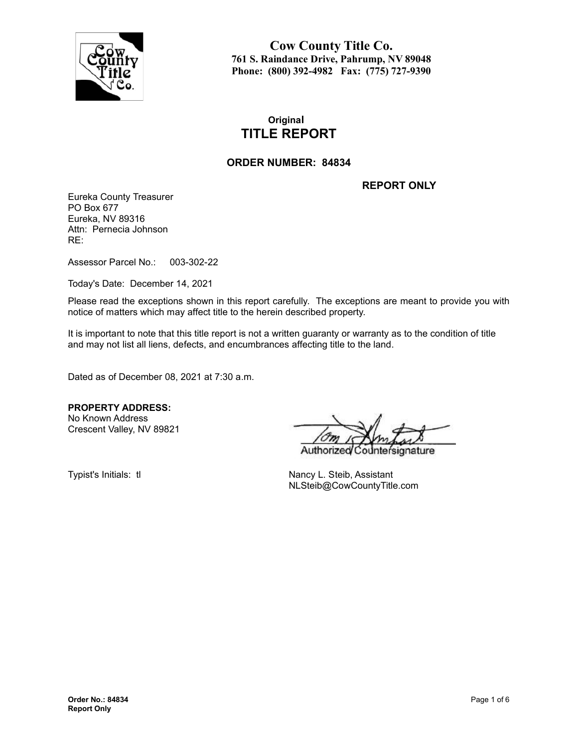# Cow County Title Co.

**761 S. Raindance Drive, Pahrump, NV 89048**
**Phone: (800) 392-4982 Fax: (775) 727-9390**

**Original**

# TITLE REPORT

## ORDER NUMBER: 84834

**REPORT ONLY**

Eureka County Treasurer
PO Box 677
Eureka, NV 89316
Attn: Pernecia Johnson
RE:

Assessor Parcel No.: 003-302-22

Today's Date: December 14, 2021

Please read the exceptions shown in this report carefully. The exceptions are meant to provide you with notice of matters which may affect title to the herein described property.

It is important to note that this title report is not a written guaranty or warranty as to the condition of title and may not list all liens, defects, and encumbrances affecting title to the land.

Dated as of December 08, 2021 at 7:30 a.m.

**PROPERTY ADDRESS:**
No Known Address
Crescent Valley, NV 89821

Authorized Countersignature

Typist's Initials: tl

Nancy L. Steib, Assistant
NLSteib@CowCountyTitle.com

**Order No.: 84834**
**Report Only**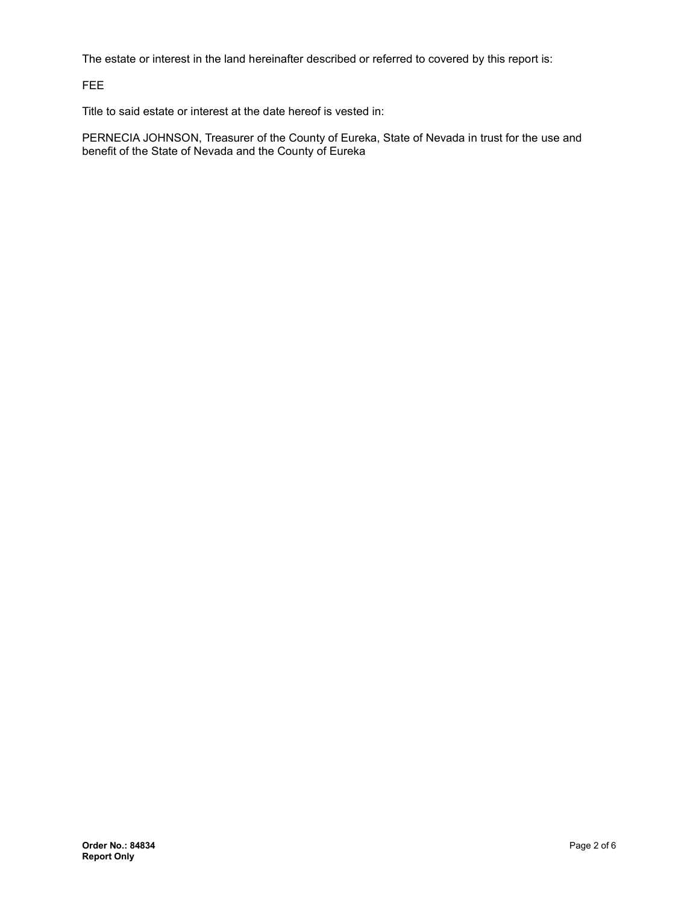The estate or interest in the land hereinafter described or referred to covered by this report is:

FEE

Title to said estate or interest at the date hereof is vested in:

PERNECIA JOHNSON, Treasurer of the County of Eureka, State of Nevada in trust for the use and benefit of the State of Nevada and the County of Eureka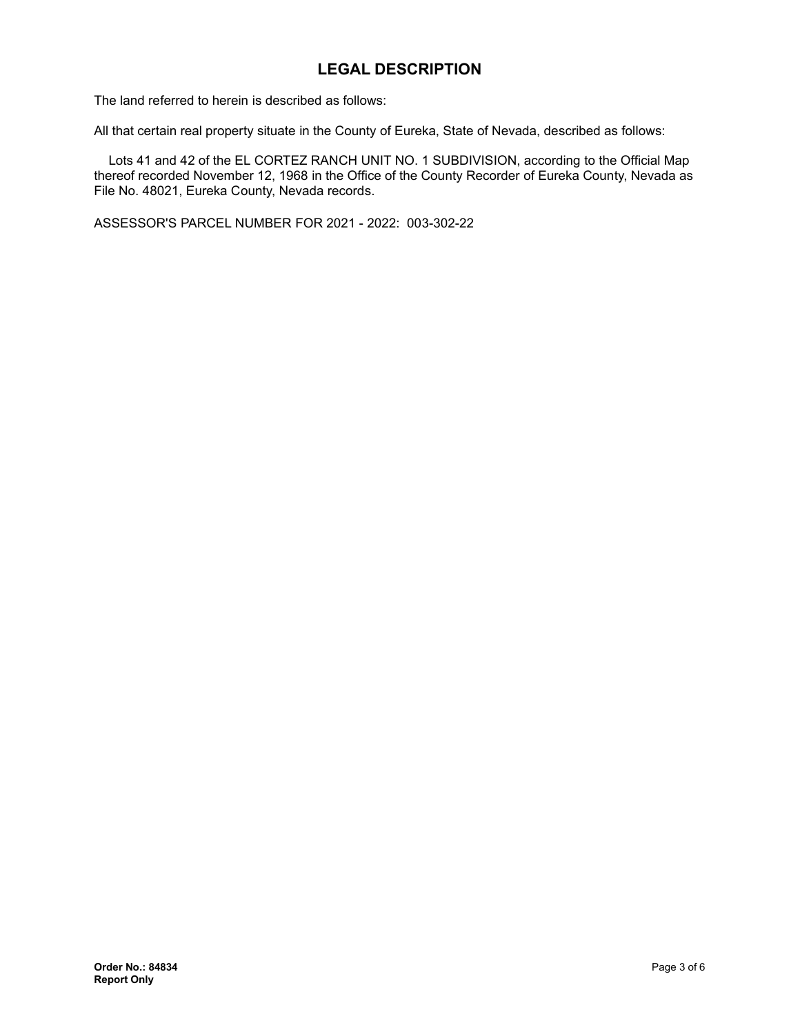# LEGAL DESCRIPTION

The land referred to herein is described as follows:

All that certain real property situate in the County of Eureka, State of Nevada, described as follows:

Lots 41 and 42 of the EL CORTEZ RANCH UNIT NO. 1 SUBDIVISION, according to the Official Map thereof recorded November 12, 1968 in the Office of the County Recorder of Eureka County, Nevada as File No. 48021, Eureka County, Nevada records.

ASSESSOR'S PARCEL NUMBER FOR 2021 - 2022: 003-302-22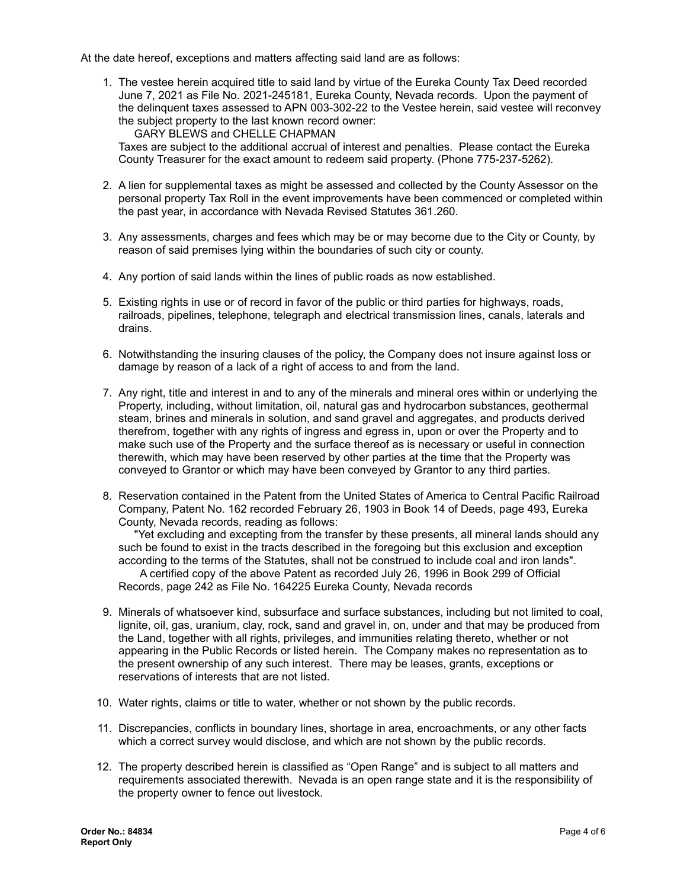At the date hereof, exceptions and matters affecting said land are as follows:

1. The vestee herein acquired title to said land by virtue of the Eureka County Tax Deed recorded June 7, 2021 as File No. 2021-245181, Eureka County, Nevada records. Upon the payment of the delinquent taxes assessed to APN 003-302-22 to the Vestee herein, said vestee will reconvey the subject property to the last known record owner:
   GARY BLEWS and CHELLE CHAPMAN
   Taxes are subject to the additional accrual of interest and penalties. Please contact the Eureka County Treasurer for the exact amount to redeem said property. (Phone 775-237-5262).

2. A lien for supplemental taxes as might be assessed and collected by the County Assessor on the personal property Tax Roll in the event improvements have been commenced or completed within the past year, in accordance with Nevada Revised Statutes 361.260.

3. Any assessments, charges and fees which may be or may become due to the City or County, by reason of said premises lying within the boundaries of such city or county.

4. Any portion of said lands within the lines of public roads as now established.

5. Existing rights in use or of record in favor of the public or third parties for highways, roads, railroads, pipelines, telephone, telegraph and electrical transmission lines, canals, laterals and drains.

6. Notwithstanding the insuring clauses of the policy, the Company does not insure against loss or damage by reason of a lack of a right of access to and from the land.

7. Any right, title and interest in and to any of the minerals and mineral ores within or underlying the Property, including, without limitation, oil, natural gas and hydrocarbon substances, geothermal steam, brines and minerals in solution, and sand gravel and aggregates, and products derived therefrom, together with any rights of ingress and egress in, upon or over the Property and to make such use of the Property and the surface thereof as is necessary or useful in connection therewith, which may have been reserved by other parties at the time that the Property was conveyed to Grantor or which may have been conveyed by Grantor to any third parties.

8. Reservation contained in the Patent from the United States of America to Central Pacific Railroad Company, Patent No. 162 recorded February 26, 1903 in Book 14 of Deeds, page 493, Eureka County, Nevada records, reading as follows:
   "Yet excluding and excepting from the transfer by these presents, all mineral lands should any such be found to exist in the tracts described in the foregoing but this exclusion and exception according to the terms of the Statutes, shall not be construed to include coal and iron lands".
   A certified copy of the above Patent as recorded July 26, 1996 in Book 299 of Official Records, page 242 as File No. 164225 Eureka County, Nevada records

9. Minerals of whatsoever kind, subsurface and surface substances, including but not limited to coal, lignite, oil, gas, uranium, clay, rock, sand and gravel in, on, under and that may be produced from the Land, together with all rights, privileges, and immunities relating thereto, whether or not appearing in the Public Records or listed herein. The Company makes no representation as to the present ownership of any such interest. There may be leases, grants, exceptions or reservations of interests that are not listed.

10. Water rights, claims or title to water, whether or not shown by the public records.

11. Discrepancies, conflicts in boundary lines, shortage in area, encroachments, or any other facts which a correct survey would disclose, and which are not shown by the public records.

12. The property described herein is classified as “Open Range” and is subject to all matters and requirements associated therewith. Nevada is an open range state and it is the responsibility of the property owner to fence out livestock.

**Order No.: 84834**
**Report Only**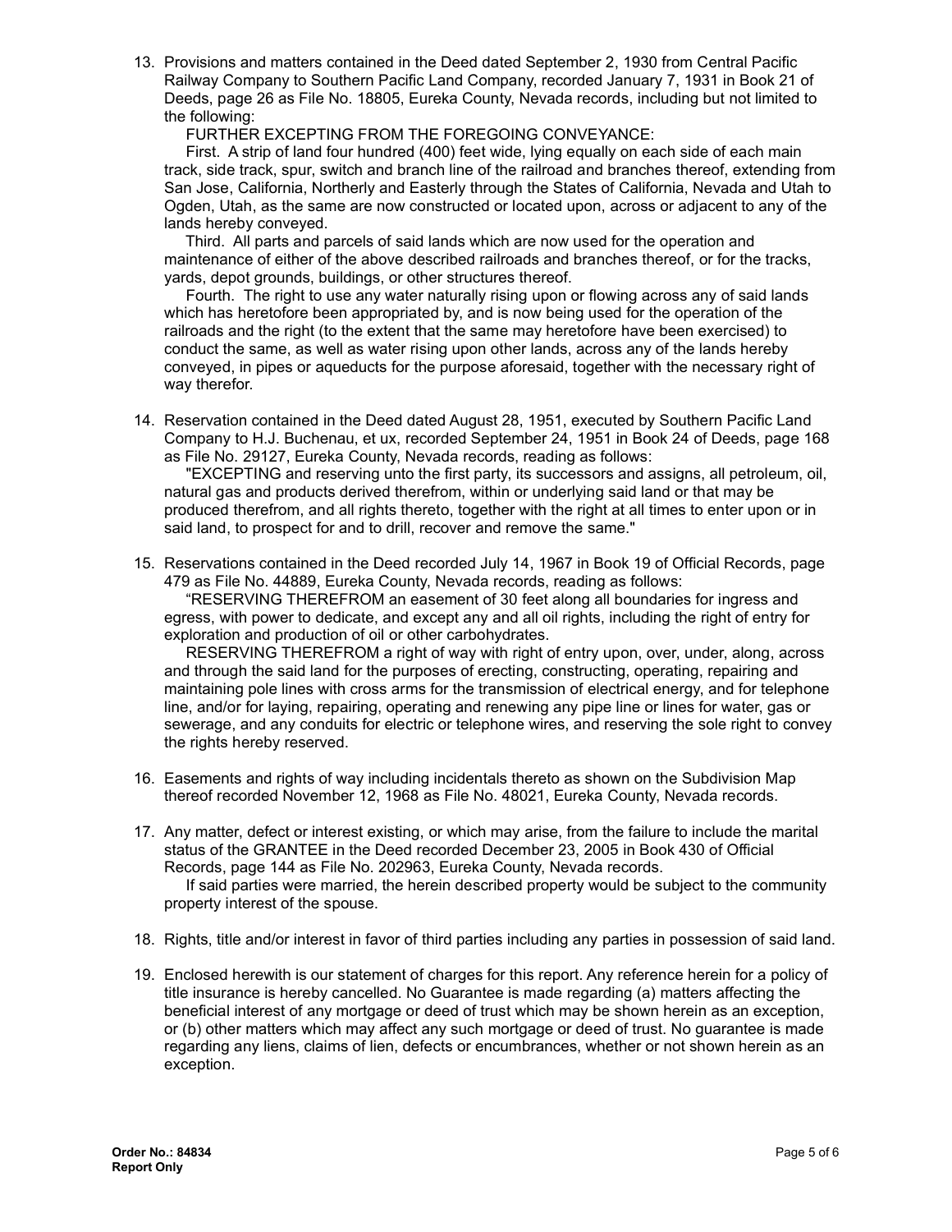13. Provisions and matters contained in the Deed dated September 2, 1930 from Central Pacific Railway Company to Southern Pacific Land Company, recorded January 7, 1931 in Book 21 of Deeds, page 26 as File No. 18805, Eureka County, Nevada records, including but not limited to the following:

    FURTHER EXCEPTING FROM THE FOREGOING CONVEYANCE:

    First. A strip of land four hundred (400) feet wide, lying equally on each side of each main track, side track, spur, switch and branch line of the railroad and branches thereof, extending from San Jose, California, Northerly and Easterly through the States of California, Nevada and Utah to Ogden, Utah, as the same are now constructed or located upon, across or adjacent to any of the lands hereby conveyed.

    Third. All parts and parcels of said lands which are now used for the operation and maintenance of either of the above described railroads and branches thereof, or for the tracks, yards, depot grounds, buildings, or other structures thereof.

    Fourth. The right to use any water naturally rising upon or flowing across any of said lands which has heretofore been appropriated by, and is now being used for the operation of the railroads and the right (to the extent that the same may heretofore have been exercised) to conduct the same, as well as water rising upon other lands, across any of the lands hereby conveyed, in pipes or aqueducts for the purpose aforesaid, together with the necessary right of way therefor.

14. Reservation contained in the Deed dated August 28, 1951, executed by Southern Pacific Land Company to H.J. Buchenau, et ux, recorded September 24, 1951 in Book 24 of Deeds, page 168 as File No. 29127, Eureka County, Nevada records, reading as follows:

    "EXCEPTING and reserving unto the first party, its successors and assigns, all petroleum, oil, natural gas and products derived therefrom, within or underlying said land or that may be produced therefrom, and all rights thereto, together with the right at all times to enter upon or in said land, to prospect for and to drill, recover and remove the same."

15. Reservations contained in the Deed recorded July 14, 1967 in Book 19 of Official Records, page 479 as File No. 44889, Eureka County, Nevada records, reading as follows:

    "RESERVING THEREFROM an easement of 30 feet along all boundaries for ingress and egress, with power to dedicate, and except any and all oil rights, including the right of entry for exploration and production of oil or other carbohydrates.

    RESERVING THEREFROM a right of way with right of entry upon, over, under, along, across and through the said land for the purposes of erecting, constructing, operating, repairing and maintaining pole lines with cross arms for the transmission of electrical energy, and for telephone line, and/or for laying, repairing, operating and renewing any pipe line or lines for water, gas or sewerage, and any conduits for electric or telephone wires, and reserving the sole right to convey the rights hereby reserved.

16. Easements and rights of way including incidentals thereto as shown on the Subdivision Map thereof recorded November 12, 1968 as File No. 48021, Eureka County, Nevada records.

17. Any matter, defect or interest existing, or which may arise, from the failure to include the marital status of the GRANTEE in the Deed recorded December 23, 2005 in Book 430 of Official Records, page 144 as File No. 202963, Eureka County, Nevada records.

    If said parties were married, the herein described property would be subject to the community property interest of the spouse.

18. Rights, title and/or interest in favor of third parties including any parties in possession of said land.

19. Enclosed herewith is our statement of charges for this report. Any reference herein for a policy of title insurance is hereby cancelled. No Guarantee is made regarding (a) matters affecting the beneficial interest of any mortgage or deed of trust which may be shown herein as an exception, or (b) other matters which may affect any such mortgage or deed of trust. No guarantee is made regarding any liens, claims of lien, defects or encumbrances, whether or not shown herein as an exception.

**Order No.: 84834**
**Report Only**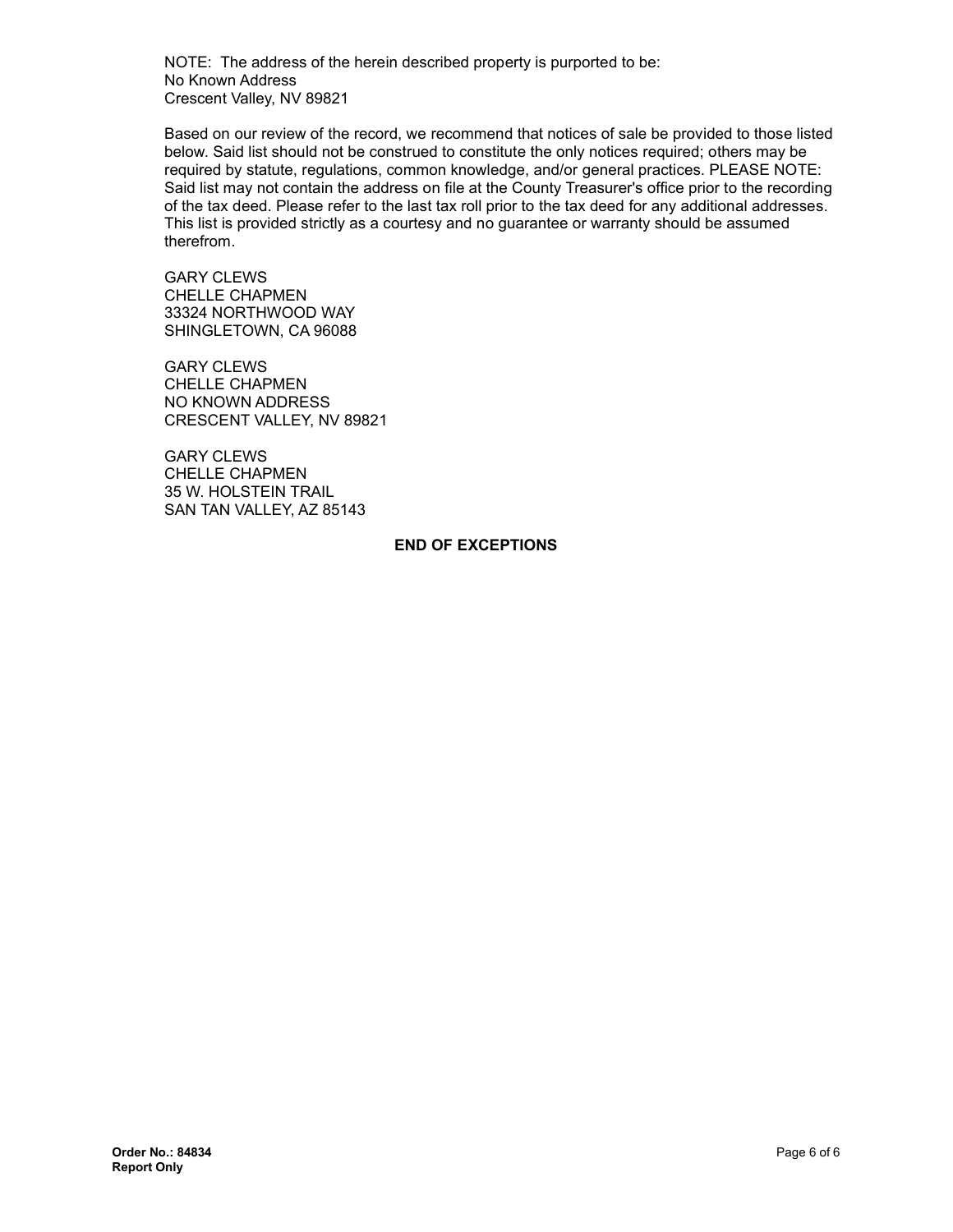NOTE: The address of the herein described property is purported to be:
No Known Address
Crescent Valley, NV 89821

Based on our review of the record, we recommend that notices of sale be provided to those listed below. Said list should not be construed to constitute the only notices required; others may be required by statute, regulations, common knowledge, and/or general practices. PLEASE NOTE: Said list may not contain the address on file at the County Treasurer's office prior to the recording of the tax deed. Please refer to the last tax roll prior to the tax deed for any additional addresses. This list is provided strictly as a courtesy and no guarantee or warranty should be assumed therefrom.

GARY CLEWS
CHELLE CHAPMEN
33324 NORTHWOOD WAY
SHINGLETOWN, CA 96088

GARY CLEWS
CHELLE CHAPMEN
NO KNOWN ADDRESS
CRESCENT VALLEY, NV 89821

GARY CLEWS
CHELLE CHAPMEN
35 W. HOLSTEIN TRAIL
SAN TAN VALLEY, AZ 85143

**END OF EXCEPTIONS**

**Order No.: 84834**
**Report Only**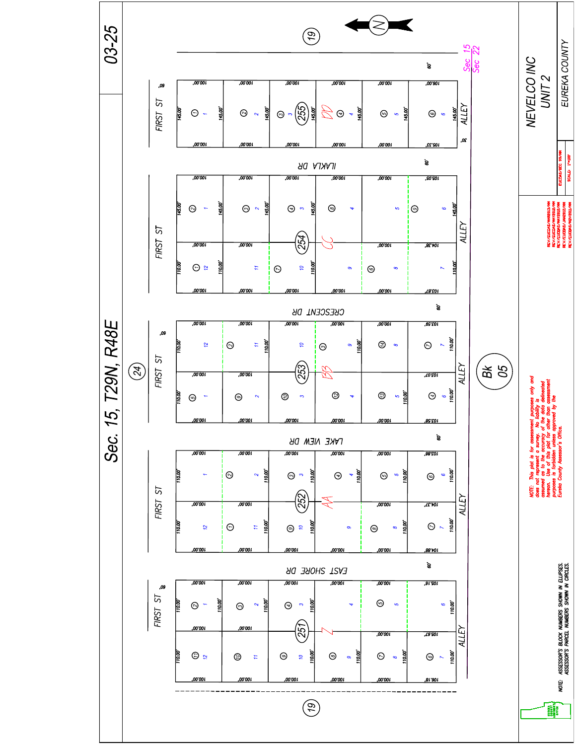# 03-25

# Sec. 15, T29N, R48E

# NEVELCO INC UNIT 2

EUREKA COUNTY

FIRST ST

ILAKLA DR

CRESCENT DR

LAKE VIEW DR

EAST SHORE DR

ALLEY

Sec 15
Sec 22

Bk 05

NOTE: This plat is for assessment purposes only and does not represent a survey. No liability is assumed as to the accuracy of the data delineated hereon. Use of this plat for other than assessment purposes is forbidden unless approved by the Eureka County Assessor's Office.

NOTE: ASSESSOR'S BLOCK NUMBERS SHOWN IN ELLIPSES. ASSESSOR'S PARCEL NUMBERS SHOWN IN CIRCLES.

SCALE: 1"=100'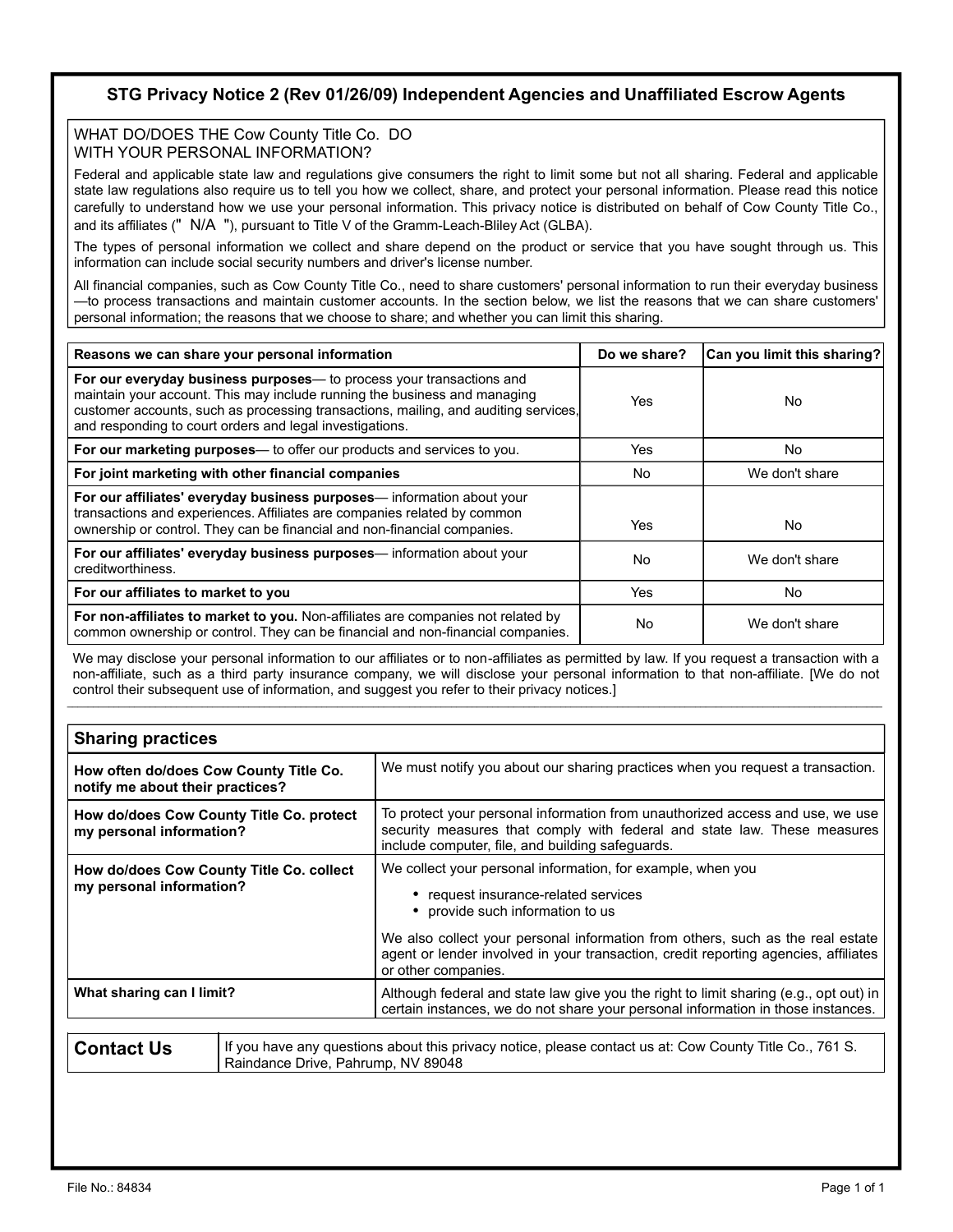# STG Privacy Notice 2 (Rev 01/26/09) Independent Agencies and Unaffiliated Escrow Agents

## WHAT DO/DOES THE Cow County Title Co. DO WITH YOUR PERSONAL INFORMATION?

Federal and applicable state law and regulations give consumers the right to limit some but not all sharing. Federal and applicable state law regulations also require us to tell you how we collect, share, and protect your personal information. Please read this notice carefully to understand how we use your personal information. This privacy notice is distributed on behalf of Cow County Title Co., and its affiliates (" N/A "), pursuant to Title V of the Gramm-Leach-Bliley Act (GLBA).

The types of personal information we collect and share depend on the product or service that you have sought through us. This information can include social security numbers and driver's license number.

All financial companies, such as Cow County Title Co., need to share customers' personal information to run their everyday business —to process transactions and maintain customer accounts. In the section below, we list the reasons that we can share customers' personal information; the reasons that we choose to share; and whether you can limit this sharing.

| Reasons we can share your personal information | Do we share? | Can you limit this sharing? |
|---|---|---|
| **For our everyday business purposes**— to process your transactions and maintain your account. This may include running the business and managing customer accounts, such as processing transactions, mailing, and auditing services, and responding to court orders and legal investigations. | Yes | No |
| **For our marketing purposes**— to offer our products and services to you. | Yes | No |
| **For joint marketing with other financial companies** | No | We don't share |
| **For our affiliates' everyday business purposes**— information about your transactions and experiences. Affiliates are companies related by common ownership or control. They can be financial and non-financial companies. | Yes | No |
| **For our affiliates' everyday business purposes**— information about your creditworthiness. | No | We don't share |
| **For our affiliates to market to you** | Yes | No |
| **For non-affiliates to market to you.** Non-affiliates are companies not related by common ownership or control. They can be financial and non-financial companies. | No | We don't share |

We may disclose your personal information to our affiliates or to non-affiliates as permitted by law. If you request a transaction with a non-affiliate, such as a third party insurance company, we will disclose your personal information to that non-affiliate. [We do not control their subsequent use of information, and suggest you refer to their privacy notices.]

## Sharing practices

| | |
|---|---|
| **How often do/does Cow County Title Co. notify me about their practices?** | We must notify you about our sharing practices when you request a transaction. |
| **How do/does Cow County Title Co. protect my personal information?** | To protect your personal information from unauthorized access and use, we use security measures that comply with federal and state law. These measures include computer, file, and building safeguards. |
| **How do/does Cow County Title Co. collect my personal information?** | We collect your personal information, for example, when you<br>• request insurance-related services<br>• provide such information to us<br>We also collect your personal information from others, such as the real estate agent or lender involved in your transaction, credit reporting agencies, affiliates or other companies. |
| **What sharing can I limit?** | Although federal and state law give you the right to limit sharing (e.g., opt out) in certain instances, we do not share your personal information in those instances. |

| | |
|---|---|
| **Contact Us** | If you have any questions about this privacy notice, please contact us at: Cow County Title Co., 761 S. Raindance Drive, Pahrump, NV 89048 |

File No.: 84834